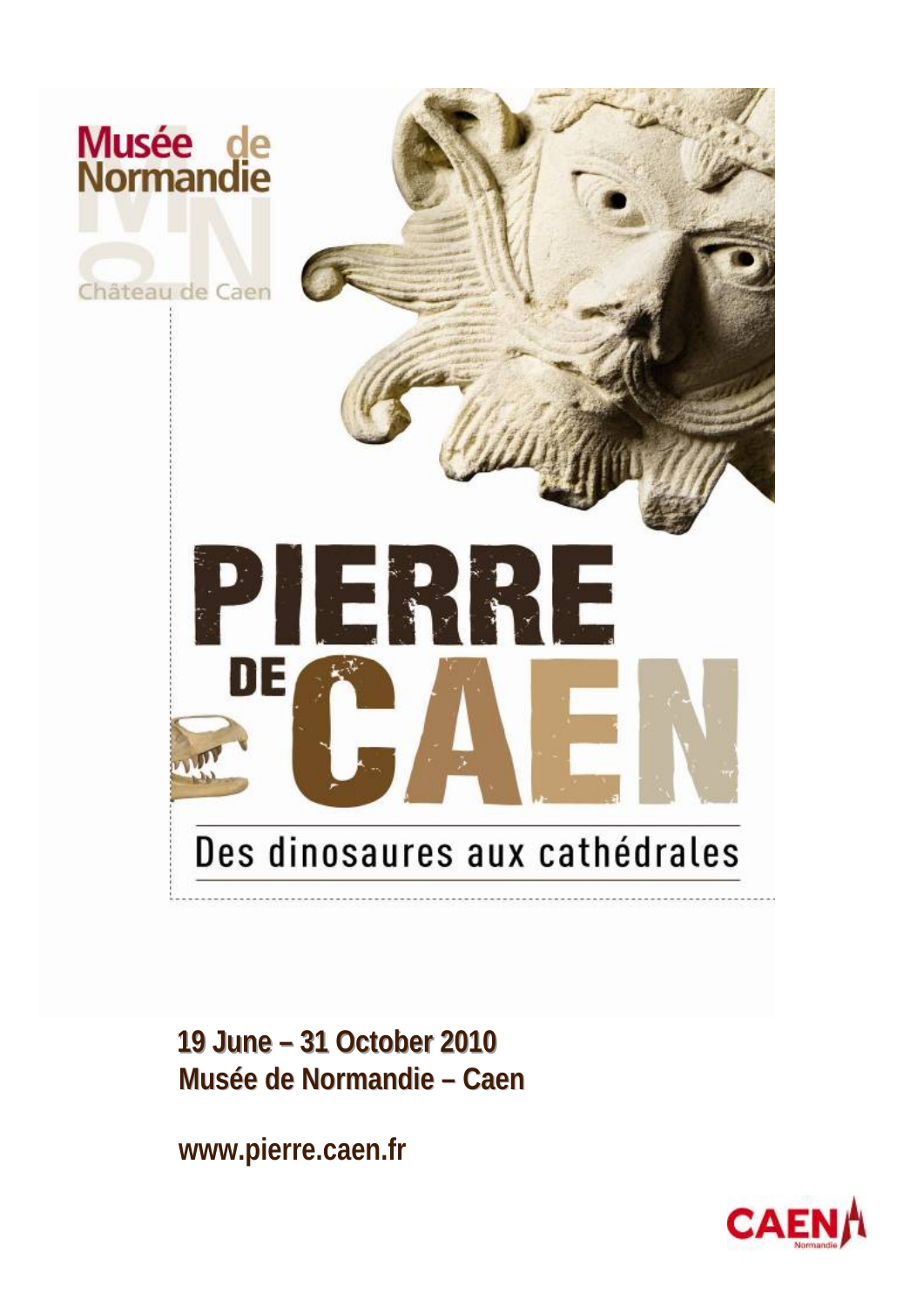Musée de Normandie

Château de Caen

# PIERRE DE CAEN

## Des dinosaures aux cathédrales

**19 June – 31 October 2010**
**Musée de Normandie – Caen**

**www.pierre.caen.fr**

CAEN
Normandie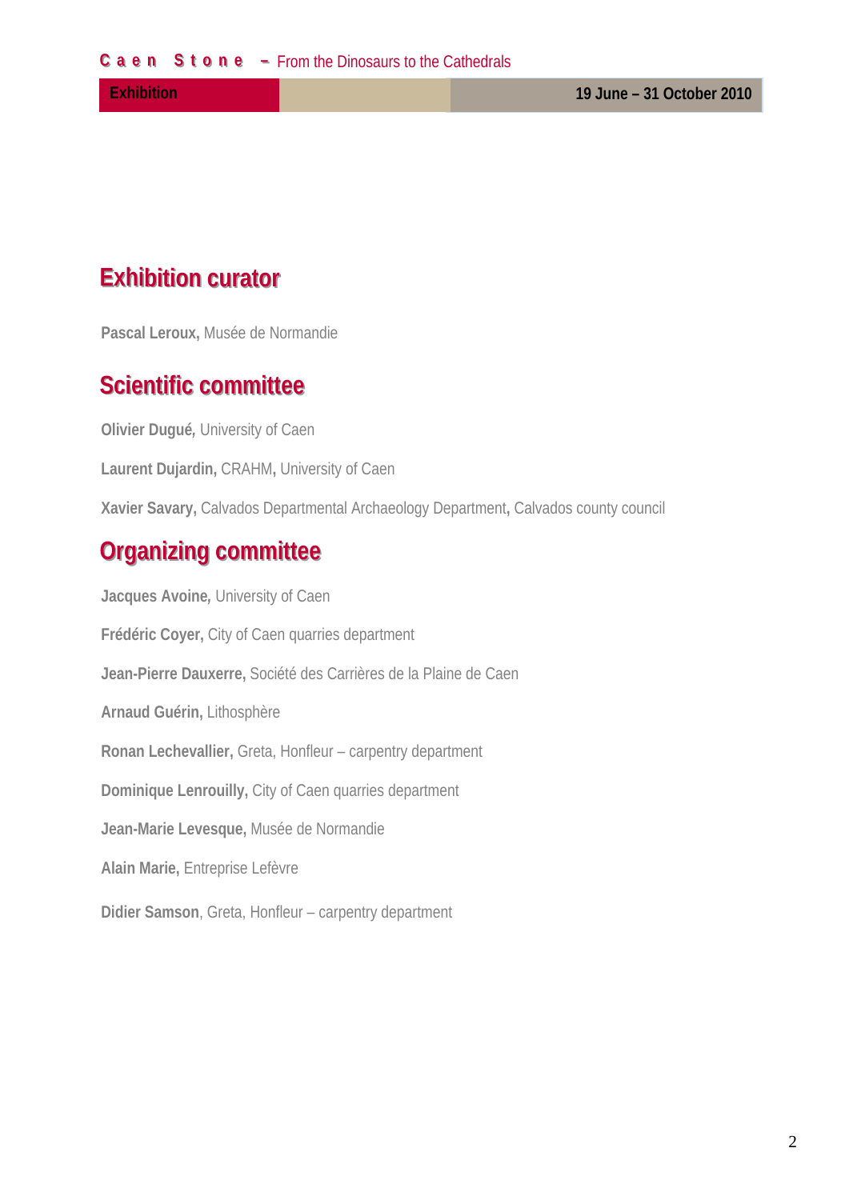## Exhibition curator

**Pascal Leroux,** Musée de Normandie

## Scientific committee

**Olivier Dugué,** University of Caen

**Laurent Dujardin,** CRAHM, University of Caen

**Xavier Savary,** Calvados Departmental Archaeology Department**,** Calvados county council

## Organizing committee

**Jacques Avoine,** University of Caen

**Frédéric Coyer,** City of Caen quarries department

**Jean-Pierre Dauxerre,** Société des Carrières de la Plaine de Caen

**Arnaud Guérin,** Lithosphère

**Ronan Lechevallier,** Greta, Honfleur – carpentry department

**Dominique Lenrouilly,** City of Caen quarries department

**Jean-Marie Levesque,** Musée de Normandie

**Alain Marie,** Entreprise Lefèvre

**Didier Samson**, Greta, Honfleur – carpentry department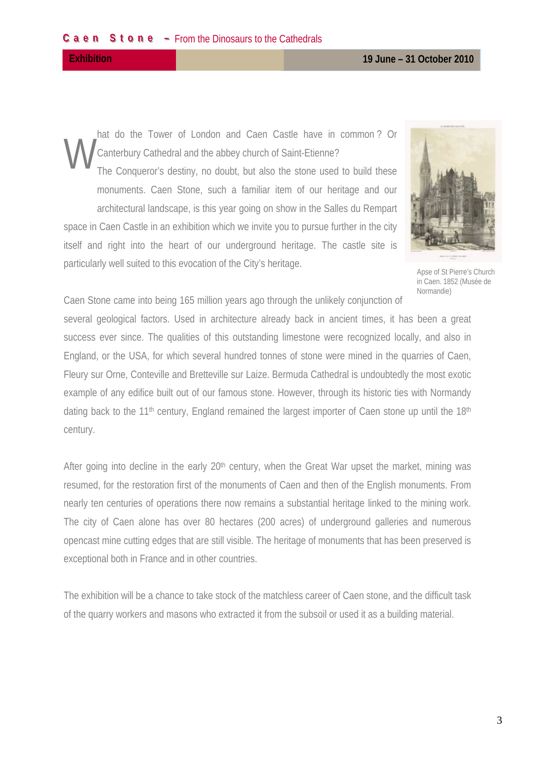**Caen Stone – From the Dinosaurs to the Cathedrals**

**Exhibition** **19 June – 31 October 2010**

What do the Tower of London and Caen Castle have in common ? Or Canterbury Cathedral and the abbey church of Saint-Etienne? The Conqueror's destiny, no doubt, but also the stone used to build these monuments. Caen Stone, such a familiar item of our heritage and our architectural landscape, is this year going on show in the Salles du Rempart space in Caen Castle in an exhibition which we invite you to pursue further in the city itself and right into the heart of our underground heritage. The castle site is particularly well suited to this evocation of the City's heritage.

Apse of St Pierre's Church in Caen. 1852 (Musée de Normandie)

Caen Stone came into being 165 million years ago through the unlikely conjunction of several geological factors. Used in architecture already back in ancient times, it has been a great success ever since. The qualities of this outstanding limestone were recognized locally, and also in England, or the USA, for which several hundred tonnes of stone were mined in the quarries of Caen, Fleury sur Orne, Conteville and Bretteville sur Laize. Bermuda Cathedral is undoubtedly the most exotic example of any edifice built out of our famous stone. However, through its historic ties with Normandy dating back to the 11th century, England remained the largest importer of Caen stone up until the 18th century.

After going into decline in the early 20th century, when the Great War upset the market, mining was resumed, for the restoration first of the monuments of Caen and then of the English monuments. From nearly ten centuries of operations there now remains a substantial heritage linked to the mining work. The city of Caen alone has over 80 hectares (200 acres) of underground galleries and numerous opencast mine cutting edges that are still visible. The heritage of monuments that has been preserved is exceptional both in France and in other countries.

The exhibition will be a chance to take stock of the matchless career of Caen stone, and the difficult task of the quarry workers and masons who extracted it from the subsoil or used it as a building material.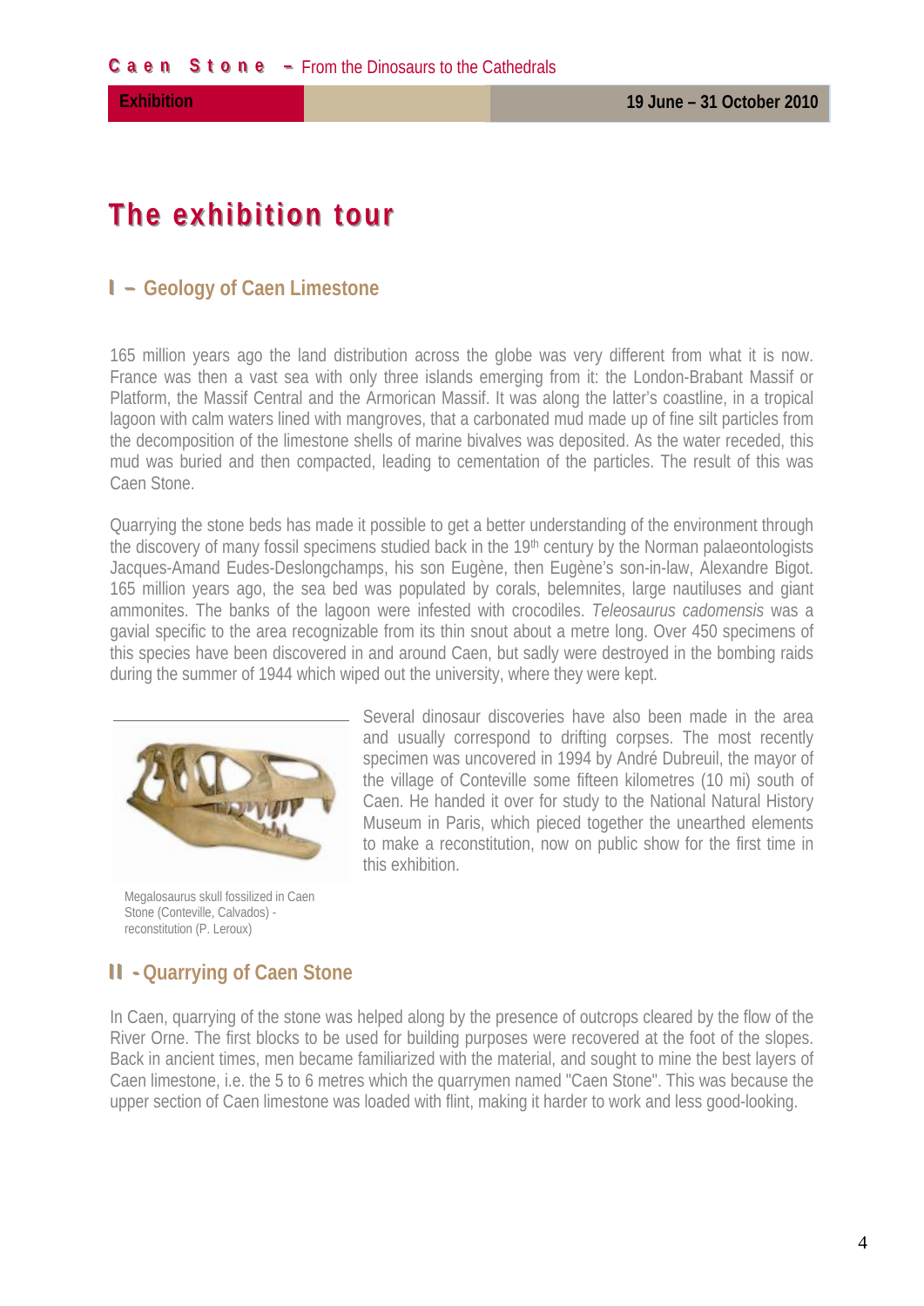# The exhibition tour

## I – Geology of Caen Limestone

165 million years ago the land distribution across the globe was very different from what it is now. France was then a vast sea with only three islands emerging from it: the London-Brabant Massif or Platform, the Massif Central and the Armorican Massif. It was along the latter's coastline, in a tropical lagoon with calm waters lined with mangroves, that a carbonated mud made up of fine silt particles from the decomposition of the limestone shells of marine bivalves was deposited. As the water receded, this mud was buried and then compacted, leading to cementation of the particles. The result of this was Caen Stone.

Quarrying the stone beds has made it possible to get a better understanding of the environment through the discovery of many fossil specimens studied back in the 19th century by the Norman palaeontologists Jacques-Amand Eudes-Deslongchamps, his son Eugène, then Eugène's son-in-law, Alexandre Bigot. 165 million years ago, the sea bed was populated by corals, belemnites, large nautiluses and giant ammonites. The banks of the lagoon were infested with crocodiles. *Teleosaurus cadomensis* was a gavial specific to the area recognizable from its thin snout about a metre long. Over 450 specimens of this species have been discovered in and around Caen, but sadly were destroyed in the bombing raids during the summer of 1944 which wiped out the university, where they were kept.

Several dinosaur discoveries have also been made in the area and usually correspond to drifting corpses. The most recently specimen was uncovered in 1994 by André Dubreuil, the mayor of the village of Conteville some fifteen kilometres (10 mi) south of Caen. He handed it over for study to the National Natural History Museum in Paris, which pieced together the unearthed elements to make a reconstitution, now on public show for the first time in this exhibition.

Megalosaurus skull fossilized in Caen Stone (Conteville, Calvados) - reconstitution (P. Leroux)

## II - Quarrying of Caen Stone

In Caen, quarrying of the stone was helped along by the presence of outcrops cleared by the flow of the River Orne. The first blocks to be used for building purposes were recovered at the foot of the slopes. Back in ancient times, men became familiarized with the material, and sought to mine the best layers of Caen limestone, i.e. the 5 to 6 metres which the quarrymen named "Caen Stone". This was because the upper section of Caen limestone was loaded with flint, making it harder to work and less good-looking.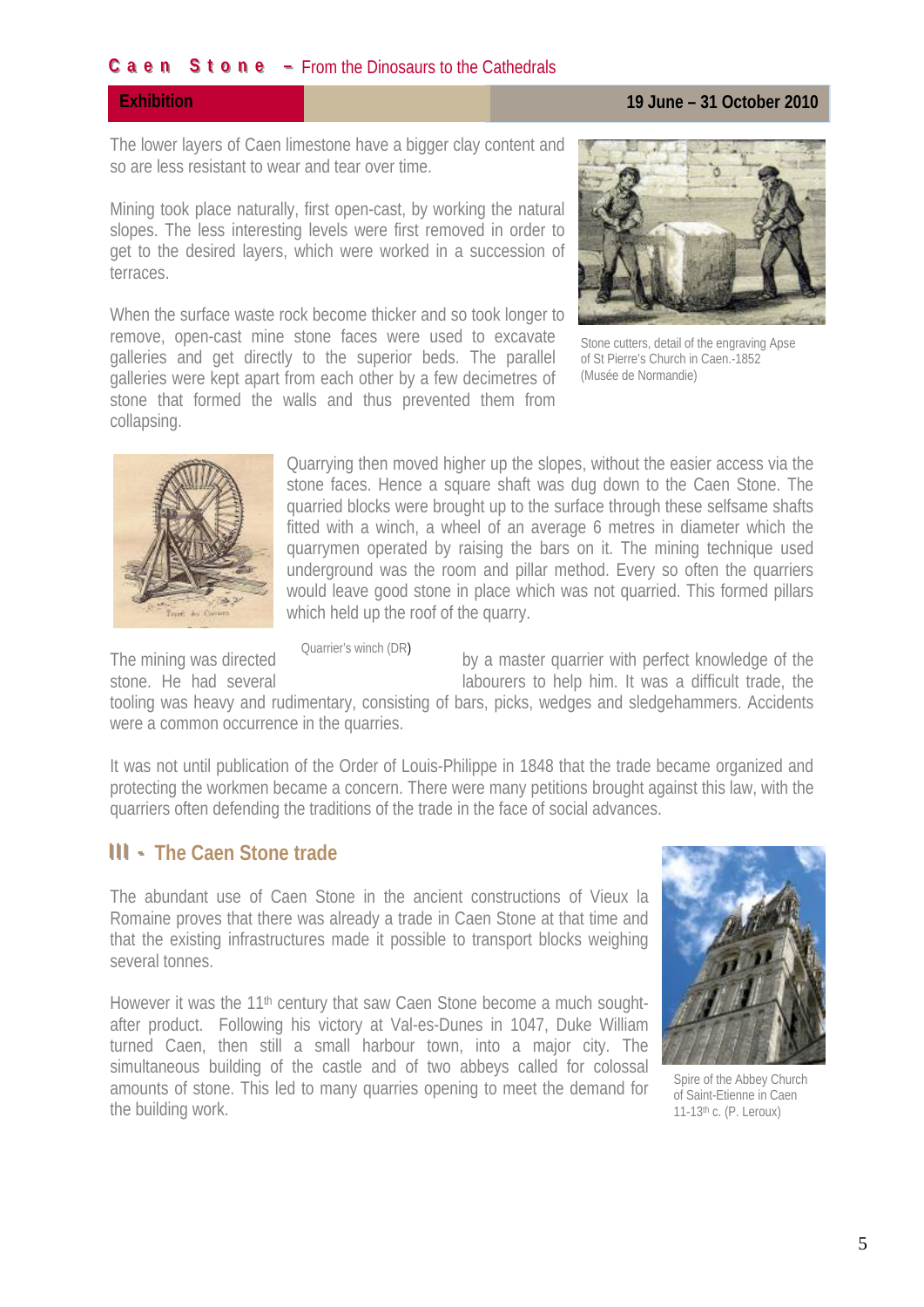The lower layers of Caen limestone have a bigger clay content and so are less resistant to wear and tear over time.

Mining took place naturally, first open-cast, by working the natural slopes. The less interesting levels were first removed in order to get to the desired layers, which were worked in a succession of terraces.

When the surface waste rock become thicker and so took longer to remove, open-cast mine stone faces were used to excavate galleries and get directly to the superior beds. The parallel galleries were kept apart from each other by a few decimetres of stone that formed the walls and thus prevented them from collapsing.

Stone cutters, detail of the engraving Apse of St Pierre's Church in Caen.-1852 (Musée de Normandie)

Quarrying then moved higher up the slopes, without the easier access via the stone faces. Hence a square shaft was dug down to the Caen Stone. The quarried blocks were brought up to the surface through these selfsame shafts fitted with a winch, a wheel of an average 6 metres in diameter which the quarrymen operated by raising the bars on it. The mining technique used underground was the room and pillar method. Every so often the quarriers would leave good stone in place which was not quarried. This formed pillars which held up the roof of the quarry.

Quarrier's winch (DR)

The mining was directed by a master quarrier with perfect knowledge of the stone. He had several labourers to help him. It was a difficult trade, the tooling was heavy and rudimentary, consisting of bars, picks, wedges and sledgehammers. Accidents were a common occurrence in the quarries.

It was not until publication of the Order of Louis-Philippe in 1848 that the trade became organized and protecting the workmen became a concern. There were many petitions brought against this law, with the quarriers often defending the traditions of the trade in the face of social advances.

## III - The Caen Stone trade

The abundant use of Caen Stone in the ancient constructions of Vieux la Romaine proves that there was already a trade in Caen Stone at that time and that the existing infrastructures made it possible to transport blocks weighing several tonnes.

However it was the 11th century that saw Caen Stone become a much sought-after product. Following his victory at Val-es-Dunes in 1047, Duke William turned Caen, then still a small harbour town, into a major city. The simultaneous building of the castle and of two abbeys called for colossal amounts of stone. This led to many quarries opening to meet the demand for the building work.

Spire of the Abbey Church of Saint-Etienne in Caen 11-13th c. (P. Leroux)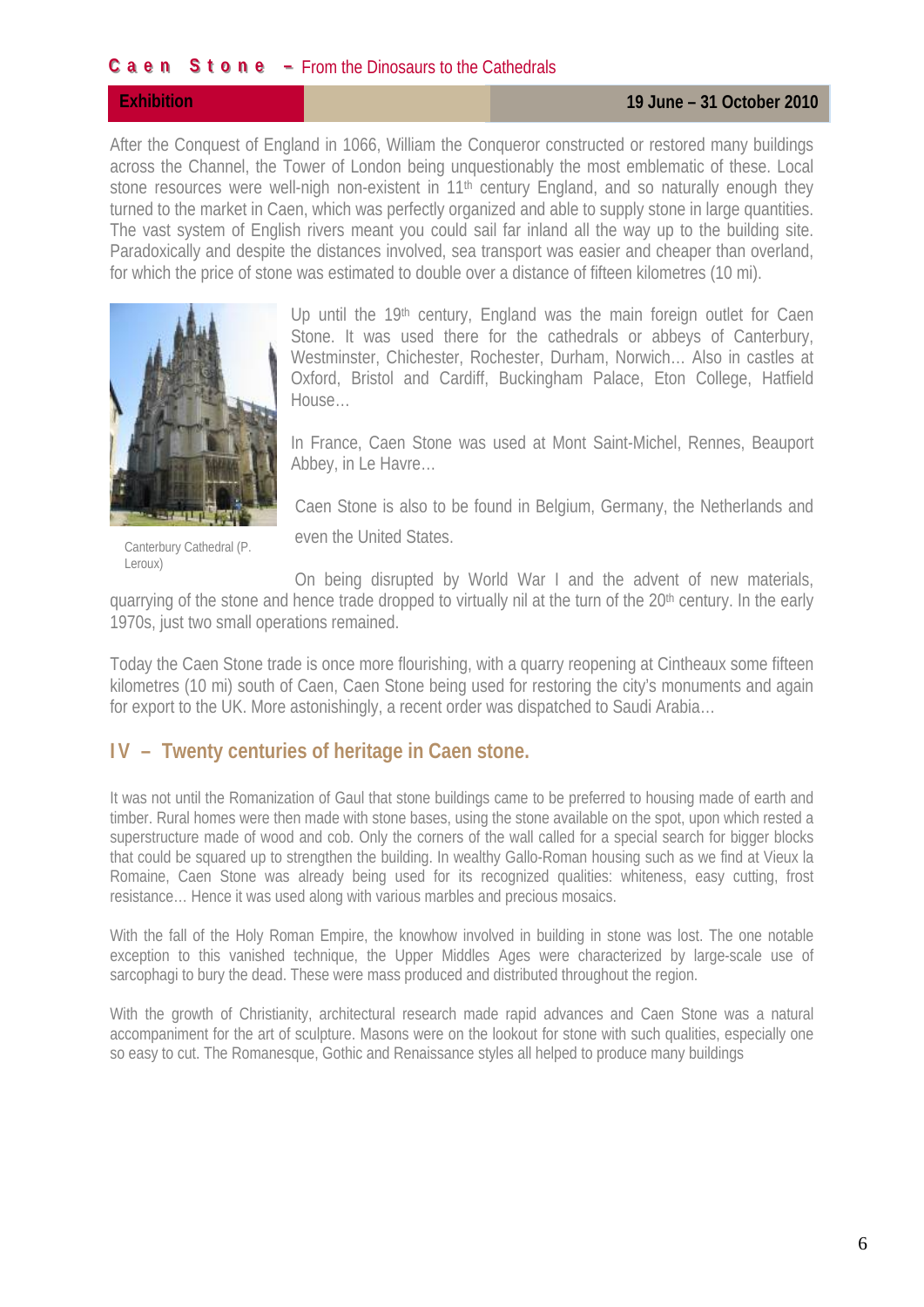After the Conquest of England in 1066, William the Conqueror constructed or restored many buildings across the Channel, the Tower of London being unquestionably the most emblematic of these. Local stone resources were well-nigh non-existent in 11th century England, and so naturally enough they turned to the market in Caen, which was perfectly organized and able to supply stone in large quantities. The vast system of English rivers meant you could sail far inland all the way up to the building site. Paradoxically and despite the distances involved, sea transport was easier and cheaper than overland, for which the price of stone was estimated to double over a distance of fifteen kilometres (10 mi).

Canterbury Cathedral (P. Leroux)

Up until the 19th century, England was the main foreign outlet for Caen Stone. It was used there for the cathedrals or abbeys of Canterbury, Westminster, Chichester, Rochester, Durham, Norwich… Also in castles at Oxford, Bristol and Cardiff, Buckingham Palace, Eton College, Hatfield House…

In France, Caen Stone was used at Mont Saint-Michel, Rennes, Beauport Abbey, in Le Havre…

Caen Stone is also to be found in Belgium, Germany, the Netherlands and even the United States.

On being disrupted by World War I and the advent of new materials, quarrying of the stone and hence trade dropped to virtually nil at the turn of the 20th century. In the early 1970s, just two small operations remained.

Today the Caen Stone trade is once more flourishing, with a quarry reopening at Cintheaux some fifteen kilometres (10 mi) south of Caen, Caen Stone being used for restoring the city's monuments and again for export to the UK. More astonishingly, a recent order was dispatched to Saudi Arabia…

## IV – Twenty centuries of heritage in Caen stone.

It was not until the Romanization of Gaul that stone buildings came to be preferred to housing made of earth and timber. Rural homes were then made with stone bases, using the stone available on the spot, upon which rested a superstructure made of wood and cob. Only the corners of the wall called for a special search for bigger blocks that could be squared up to strengthen the building. In wealthy Gallo-Roman housing such as we find at Vieux la Romaine, Caen Stone was already being used for its recognized qualities: whiteness, easy cutting, frost resistance… Hence it was used along with various marbles and precious mosaics.

With the fall of the Holy Roman Empire, the knowhow involved in building in stone was lost. The one notable exception to this vanished technique, the Upper Middles Ages were characterized by large-scale use of sarcophagi to bury the dead. These were mass produced and distributed throughout the region.

With the growth of Christianity, architectural research made rapid advances and Caen Stone was a natural accompaniment for the art of sculpture. Masons were on the lookout for stone with such qualities, especially one so easy to cut. The Romanesque, Gothic and Renaissance styles all helped to produce many buildings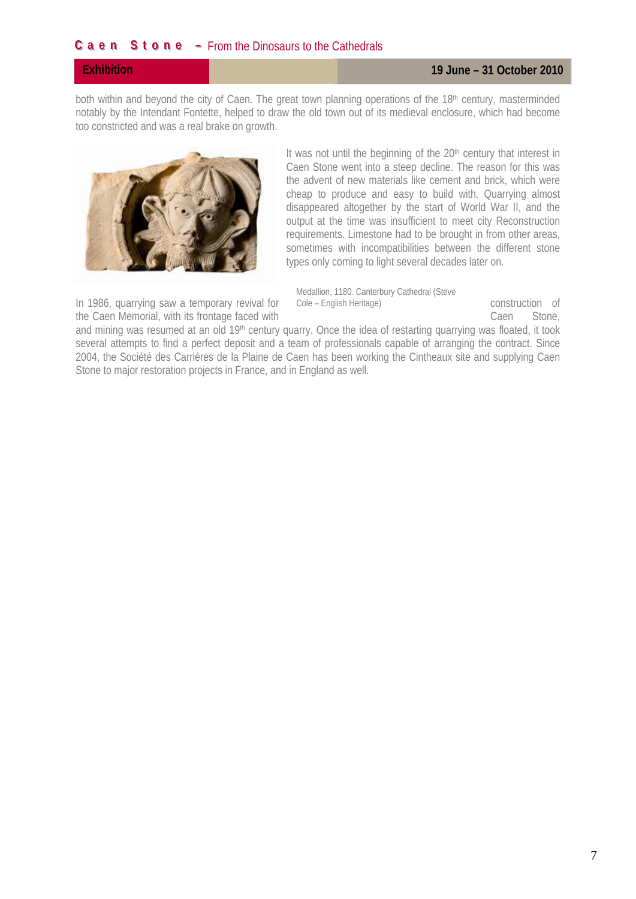both within and beyond the city of Caen. The great town planning operations of the 18th century, masterminded notably by the Intendant Fontette, helped to draw the old town out of its medieval enclosure, which had become too constricted and was a real brake on growth.

It was not until the beginning of the 20th century that interest in Caen Stone went into a steep decline. The reason for this was the advent of new materials like cement and brick, which were cheap to produce and easy to build with. Quarrying almost disappeared altogether by the start of World War II, and the output at the time was insufficient to meet city Reconstruction requirements. Limestone had to be brought in from other areas, sometimes with incompatibilities between the different stone types only coming to light several decades later on.

Medallion, 1180. Canterbury Cathedral (Steve Cole – English Heritage)

In 1986, quarrying saw a temporary revival for construction of the Caen Memorial, with its frontage faced with Caen Stone, and mining was resumed at an old 19th century quarry. Once the idea of restarting quarrying was floated, it took several attempts to find a perfect deposit and a team of professionals capable of arranging the contract. Since 2004, the Société des Carrières de la Plaine de Caen has been working the Cintheaux site and supplying Caen Stone to major restoration projects in France, and in England as well.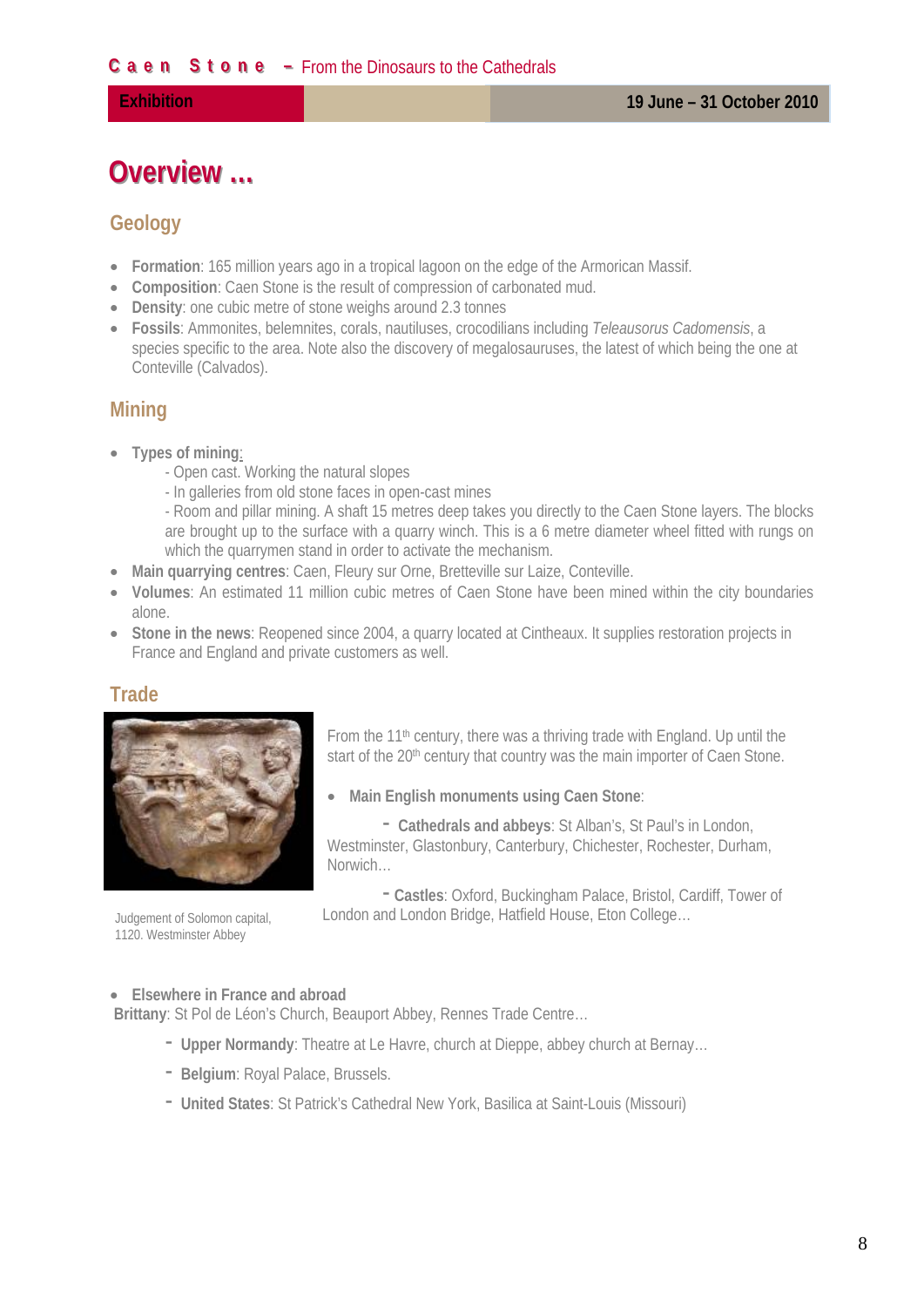# Overview ...

## Geology

- **Formation**: 165 million years ago in a tropical lagoon on the edge of the Armorican Massif.
- **Composition**: Caen Stone is the result of compression of carbonated mud.
- **Density**: one cubic metre of stone weighs around 2.3 tonnes
- **Fossils**: Ammonites, belemnites, corals, nautiluses, crocodilians including *Teleausorus Cadomensis*, a species specific to the area. Note also the discovery of megalosauruses, the latest of which being the one at Conteville (Calvados).

## Mining

- **Types of mining**:
  - Open cast. Working the natural slopes
  - In galleries from old stone faces in open-cast mines
  - Room and pillar mining. A shaft 15 metres deep takes you directly to the Caen Stone layers. The blocks are brought up to the surface with a quarry winch. This is a 6 metre diameter wheel fitted with rungs on which the quarrymen stand in order to activate the mechanism.
- **Main quarrying centres**: Caen, Fleury sur Orne, Bretteville sur Laize, Conteville.
- **Volumes**: An estimated 11 million cubic metres of Caen Stone have been mined within the city boundaries alone.
- **Stone in the news**: Reopened since 2004, a quarry located at Cintheaux. It supplies restoration projects in France and England and private customers as well.

## Trade

Judgement of Solomon capital, 1120. Westminster Abbey

From the 11th century, there was a thriving trade with England. Up until the start of the 20th century that country was the main importer of Caen Stone.

- **Main English monuments using Caen Stone**:
  - **Cathedrals and abbeys**: St Alban's, St Paul's in London, Westminster, Glastonbury, Canterbury, Chichester, Rochester, Durham, Norwich…
  - **Castles**: Oxford, Buckingham Palace, Bristol, Cardiff, Tower of London and London Bridge, Hatfield House, Eton College…

- **Elsewhere in France and abroad**

**Brittany**: St Pol de Léon's Church, Beauport Abbey, Rennes Trade Centre…

- **Upper Normandy**: Theatre at Le Havre, church at Dieppe, abbey church at Bernay…
- **Belgium**: Royal Palace, Brussels.
- **United States**: St Patrick's Cathedral New York, Basilica at Saint-Louis (Missouri)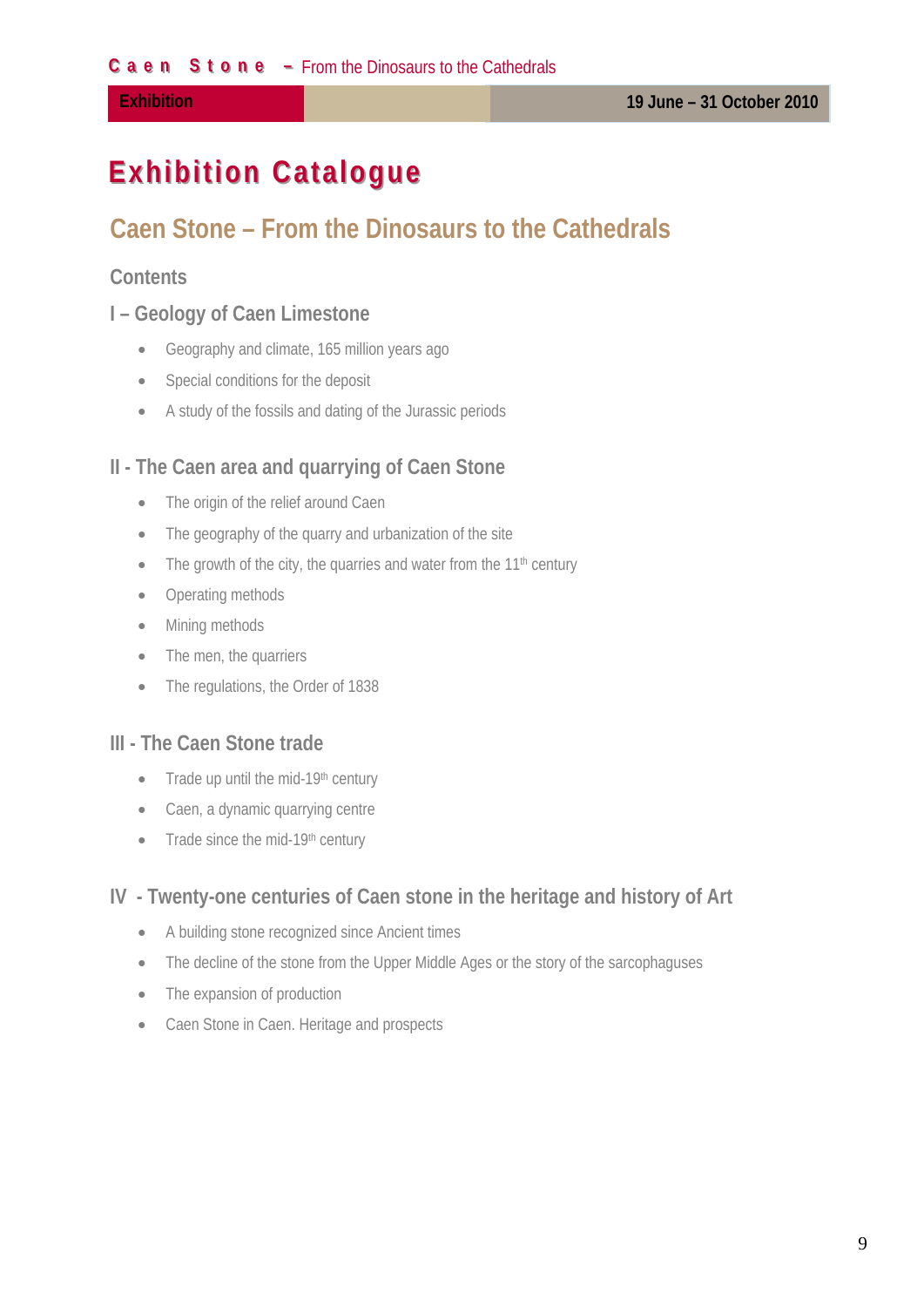# Exhibition Catalogue

## Caen Stone – From the Dinosaurs to the Cathedrals

### Contents

### I – Geology of Caen Limestone

- Geography and climate, 165 million years ago
- Special conditions for the deposit
- A study of the fossils and dating of the Jurassic periods

### II - The Caen area and quarrying of Caen Stone

- The origin of the relief around Caen
- The geography of the quarry and urbanization of the site
- The growth of the city, the quarries and water from the 11th century
- Operating methods
- Mining methods
- The men, the quarriers
- The regulations, the Order of 1838

### III - The Caen Stone trade

- Trade up until the mid-19th century
- Caen, a dynamic quarrying centre
- Trade since the mid-19th century

### IV - Twenty-one centuries of Caen stone in the heritage and history of Art

- A building stone recognized since Ancient times
- The decline of the stone from the Upper Middle Ages or the story of the sarcophaguses
- The expansion of production
- Caen Stone in Caen. Heritage and prospects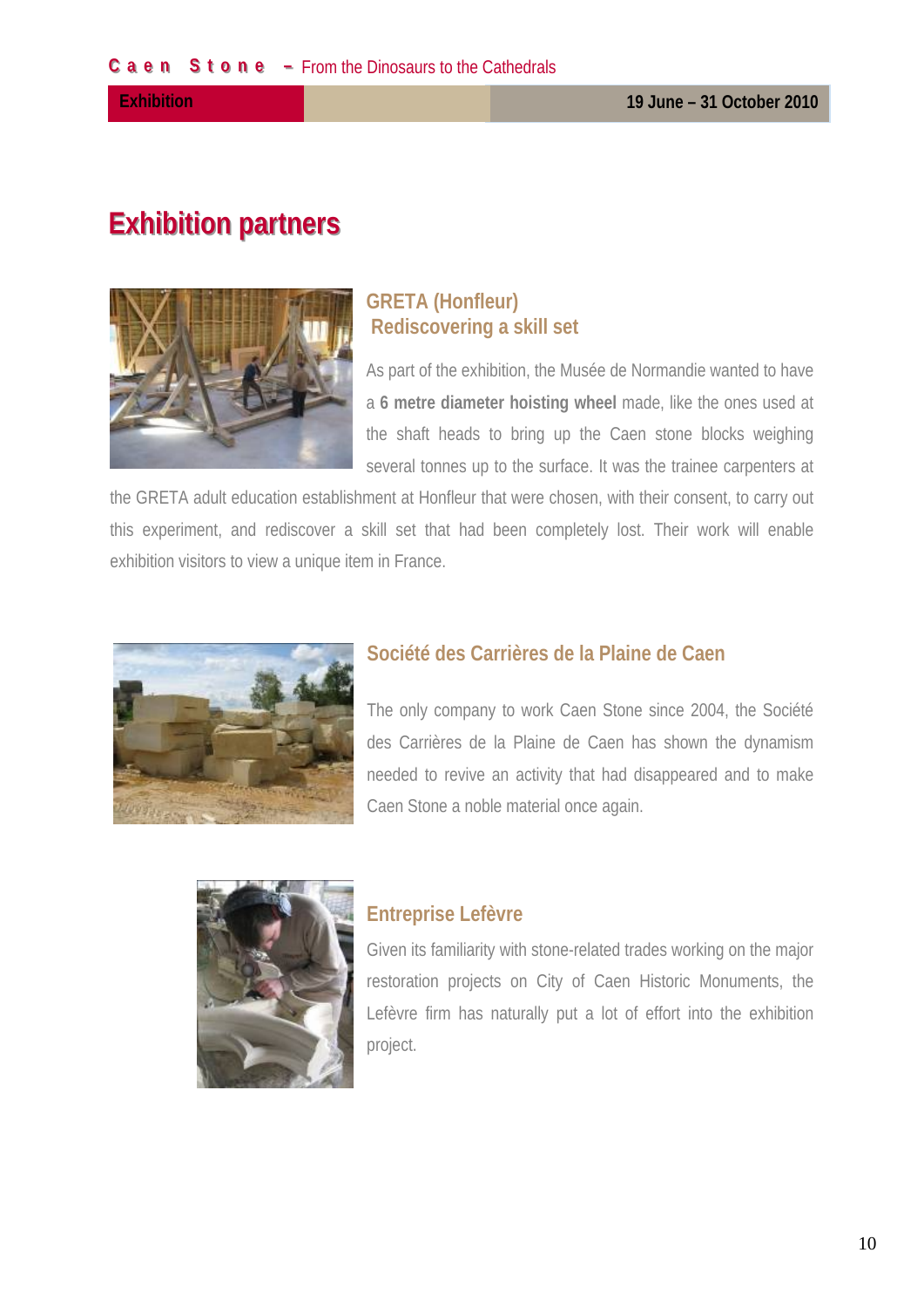# Exhibition partners

## GRETA (Honfleur)
## Rediscovering a skill set

As part of the exhibition, the Musée de Normandie wanted to have a **6 metre diameter hoisting wheel** made, like the ones used at the shaft heads to bring up the Caen stone blocks weighing several tonnes up to the surface. It was the trainee carpenters at the GRETA adult education establishment at Honfleur that were chosen, with their consent, to carry out this experiment, and rediscover a skill set that had been completely lost. Their work will enable exhibition visitors to view a unique item in France.

## Société des Carrières de la Plaine de Caen

The only company to work Caen Stone since 2004, the Société des Carrières de la Plaine de Caen has shown the dynamism needed to revive an activity that had disappeared and to make Caen Stone a noble material once again.

## Entreprise Lefèvre

Given its familiarity with stone-related trades working on the major restoration projects on City of Caen Historic Monuments, the Lefèvre firm has naturally put a lot of effort into the exhibition project.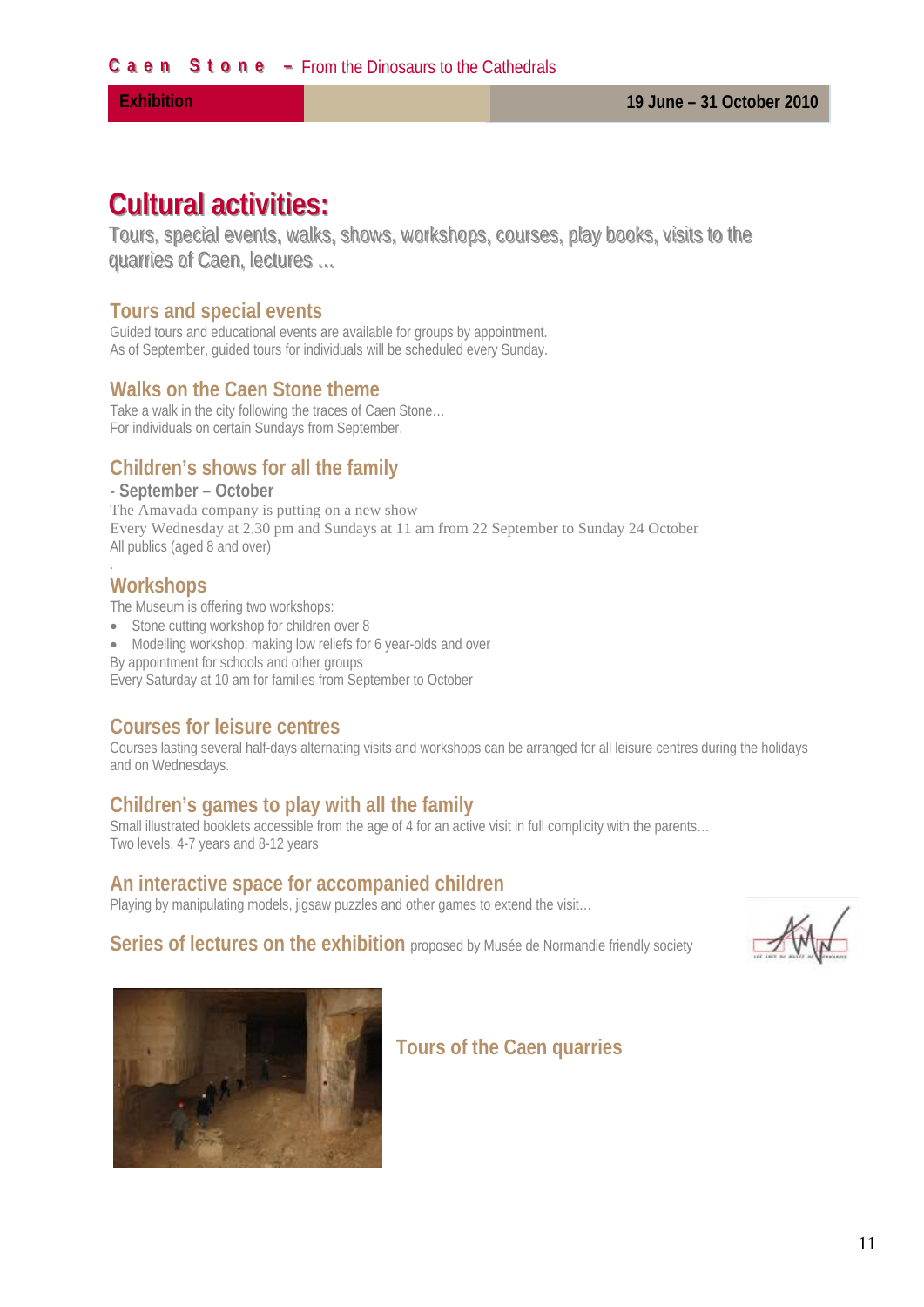# Cultural activities:

Tours, special events, walks, shows, workshops, courses, play books, visits to the quarries of Caen, lectures …

## Tours and special events

Guided tours and educational events are available for groups by appointment.
As of September, guided tours for individuals will be scheduled every Sunday.

## Walks on the Caen Stone theme

Take a walk in the city following the traces of Caen Stone…
For individuals on certain Sundays from September.

## Children's shows for all the family

**- September – October**

The Amavada company is putting on a new show
Every Wednesday at 2.30 pm and Sundays at 11 am from 22 September to Sunday 24 October
All publics (aged 8 and over)

## Workshops

The Museum is offering two workshops:

- Stone cutting workshop for children over 8
- Modelling workshop: making low reliefs for 6 year-olds and over

By appointment for schools and other groups
Every Saturday at 10 am for families from September to October

## Courses for leisure centres

Courses lasting several half-days alternating visits and workshops can be arranged for all leisure centres during the holidays and on Wednesdays.

## Children's games to play with all the family

Small illustrated booklets accessible from the age of 4 for an active visit in full complicity with the parents…
Two levels, 4-7 years and 8-12 years

## An interactive space for accompanied children

Playing by manipulating models, jigsaw puzzles and other games to extend the visit…

## Series of lectures on the exhibition proposed by Musée de Normandie friendly society

## Tours of the Caen quarries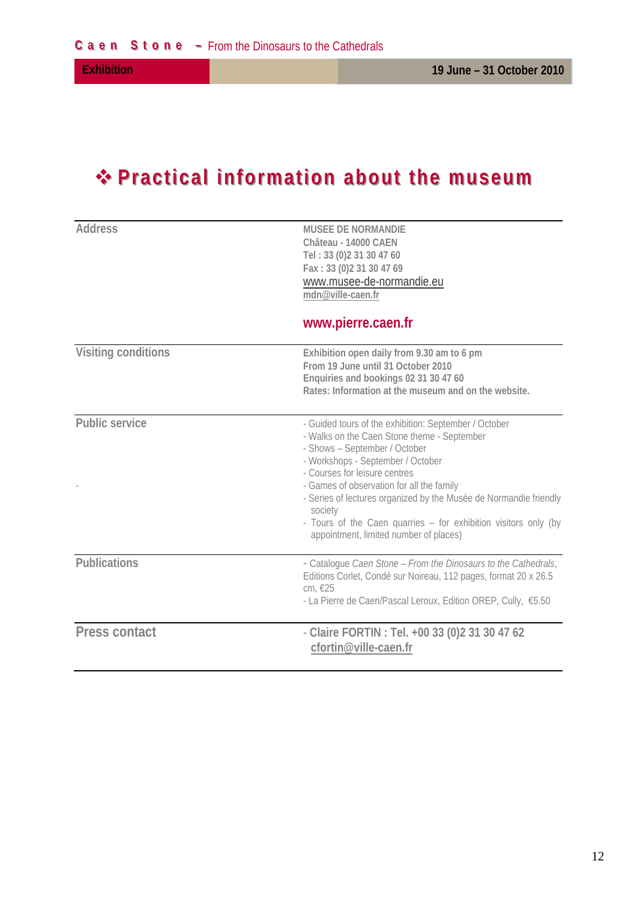# ❖ Practical information about the museum

| | |
|---|---|
| Address | MUSEE DE NORMANDIE<br>Château - 14000 CAEN<br>Tel : 33 (0)2 31 30 47 60<br>Fax : 33 (0)2 31 30 47 69<br>www.musee-de-normandie.eu<br>mdn@ville-caen.fr<br><br>**www.pierre.caen.fr** |
| Visiting conditions | Exhibition open daily from 9.30 am to 6 pm<br>From 19 June until 31 October 2010<br>Enquiries and bookings 02 31 30 47 60<br>Rates: Information at the museum and on the website. |
| Public service<br><br>- | - Guided tours of the exhibition: September / October<br>- Walks on the Caen Stone theme - September<br>- Shows – September / October<br>- Workshops - September / October<br>- Courses for leisure centres<br>- Games of observation for all the family<br>- Series of lectures organized by the Musée de Normandie friendly society<br>- Tours of the Caen quarries – for exhibition visitors only (by appointment, limited number of places) |
| Publications | - Catalogue *Caen Stone – From the Dinosaurs to the Cathedrals*, Editions Corlet, Condé sur Noireau, 112 pages, format 20 x 26.5 cm, €25<br>- La Pierre de Caen/Pascal Leroux, Edition OREP, Cully, €5.50 |
| Press contact | - Claire FORTIN : Tel. +00 33 (0)2 31 30 47 62<br>cfortin@ville-caen.fr |